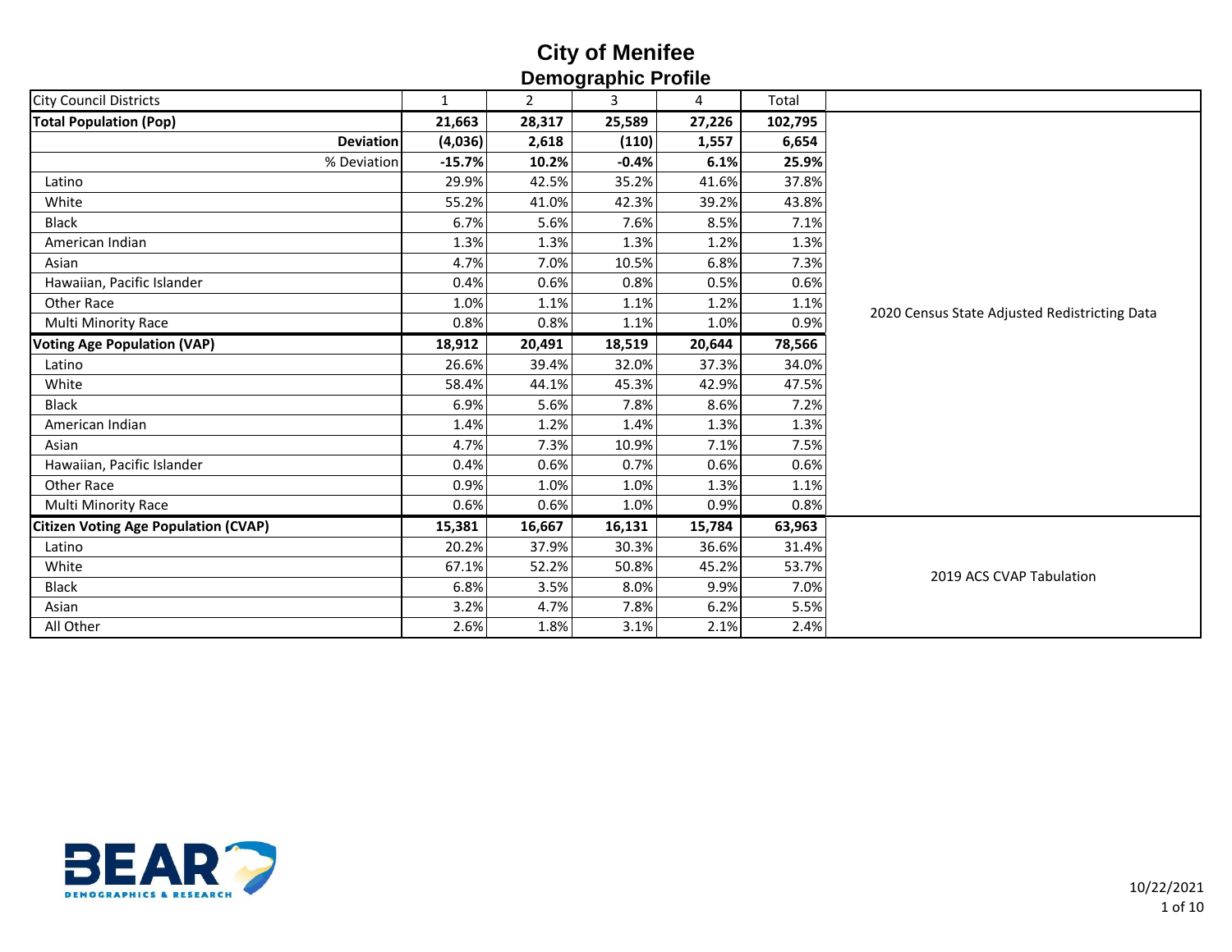# City of Menifee
## Demographic Profile

| City Council Districts | 1 | 2 | 3 | 4 | Total | |
|---|---|---|---|---|---|---|
| **Total Population (Pop)** | **21,663** | **28,317** | **25,589** | **27,226** | **102,795** | 2020 Census State Adjusted Redistricting Data |
| **Deviation** | **(4,036)** | **2,618** | **(110)** | **1,557** | **6,654** | |
| % Deviation | **-15.7%** | **10.2%** | **-0.4%** | **6.1%** | **25.9%** | |
| Latino | 29.9% | 42.5% | 35.2% | 41.6% | 37.8% | |
| White | 55.2% | 41.0% | 42.3% | 39.2% | 43.8% | |
| Black | 6.7% | 5.6% | 7.6% | 8.5% | 7.1% | |
| American Indian | 1.3% | 1.3% | 1.3% | 1.2% | 1.3% | |
| Asian | 4.7% | 7.0% | 10.5% | 6.8% | 7.3% | |
| Hawaiian, Pacific Islander | 0.4% | 0.6% | 0.8% | 0.5% | 0.6% | |
| Other Race | 1.0% | 1.1% | 1.1% | 1.2% | 1.1% | |
| Multi Minority Race | 0.8% | 0.8% | 1.1% | 1.0% | 0.9% | |
| **Voting Age Population (VAP)** | **18,912** | **20,491** | **18,519** | **20,644** | **78,566** | |
| Latino | 26.6% | 39.4% | 32.0% | 37.3% | 34.0% | |
| White | 58.4% | 44.1% | 45.3% | 42.9% | 47.5% | |
| Black | 6.9% | 5.6% | 7.8% | 8.6% | 7.2% | |
| American Indian | 1.4% | 1.2% | 1.4% | 1.3% | 1.3% | |
| Asian | 4.7% | 7.3% | 10.9% | 7.1% | 7.5% | |
| Hawaiian, Pacific Islander | 0.4% | 0.6% | 0.7% | 0.6% | 0.6% | |
| Other Race | 0.9% | 1.0% | 1.0% | 1.3% | 1.1% | |
| Multi Minority Race | 0.6% | 0.6% | 1.0% | 0.9% | 0.8% | |
| **Citizen Voting Age Population (CVAP)** | **15,381** | **16,667** | **16,131** | **15,784** | **63,963** | 2019 ACS CVAP Tabulation |
| Latino | 20.2% | 37.9% | 30.3% | 36.6% | 31.4% | |
| White | 67.1% | 52.2% | 50.8% | 45.2% | 53.7% | |
| Black | 6.8% | 3.5% | 8.0% | 9.9% | 7.0% | |
| Asian | 3.2% | 4.7% | 7.8% | 6.2% | 5.5% | |
| All Other | 2.6% | 1.8% | 3.1% | 2.1% | 2.4% | |

BEAR DEMOGRAPHICS & RESEARCH

10/22/2021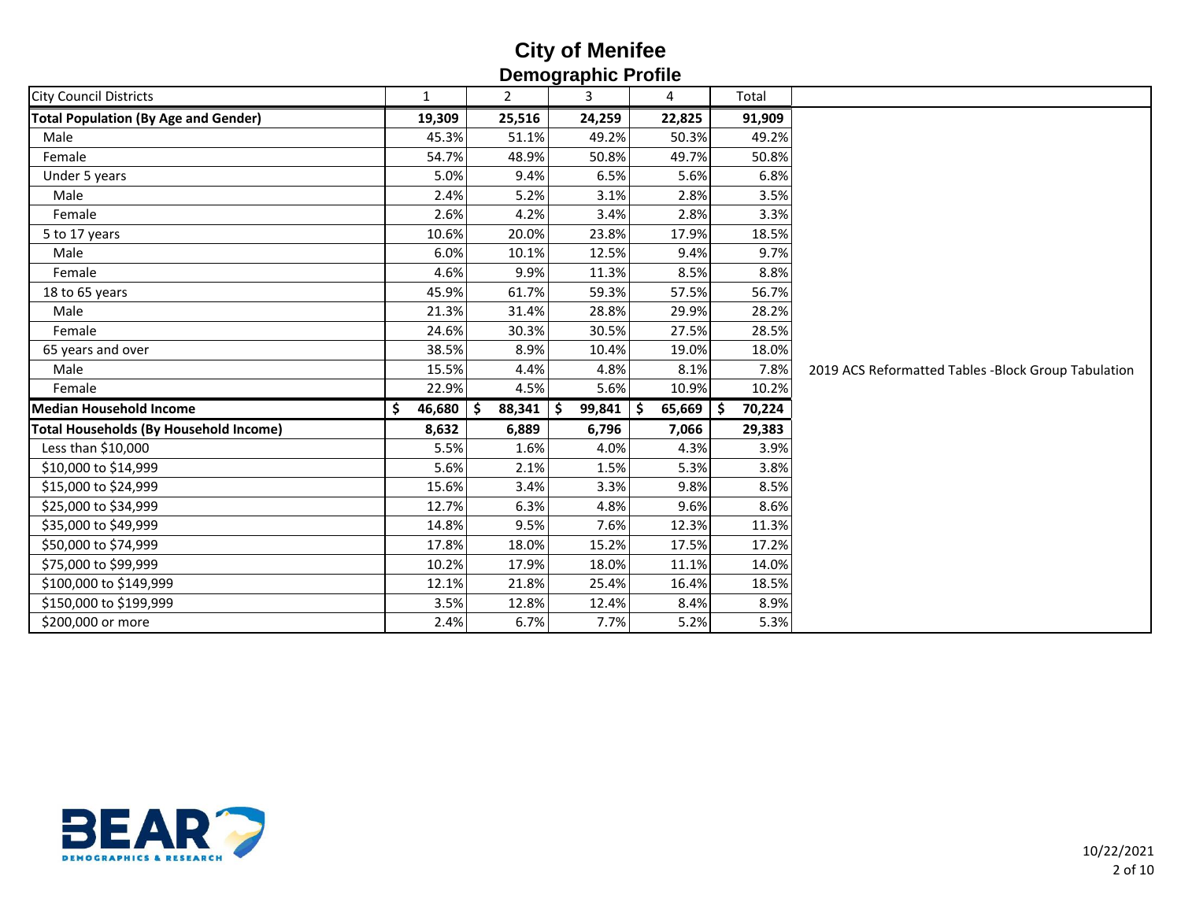# City of Menifee

## Demographic Profile

| City Council Districts | 1 | 2 | 3 | 4 | Total | |
|---|---|---|---|---|---|---|
| **Total Population (By Age and Gender)** | **19,309** | **25,516** | **24,259** | **22,825** | **91,909** | |
| Male | 45.3% | 51.1% | 49.2% | 50.3% | 49.2% | |
| Female | 54.7% | 48.9% | 50.8% | 49.7% | 50.8% | |
| Under 5 years | 5.0% | 9.4% | 6.5% | 5.6% | 6.8% | |
| Male | 2.4% | 5.2% | 3.1% | 2.8% | 3.5% | |
| Female | 2.6% | 4.2% | 3.4% | 2.8% | 3.3% | |
| 5 to 17 years | 10.6% | 20.0% | 23.8% | 17.9% | 18.5% | |
| Male | 6.0% | 10.1% | 12.5% | 9.4% | 9.7% | |
| Female | 4.6% | 9.9% | 11.3% | 8.5% | 8.8% | |
| 18 to 65 years | 45.9% | 61.7% | 59.3% | 57.5% | 56.7% | |
| Male | 21.3% | 31.4% | 28.8% | 29.9% | 28.2% | |
| Female | 24.6% | 30.3% | 30.5% | 27.5% | 28.5% | |
| 65 years and over | 38.5% | 8.9% | 10.4% | 19.0% | 18.0% | |
| Male | 15.5% | 4.4% | 4.8% | 8.1% | 7.8% | 2019 ACS Reformatted Tables -Block Group Tabulation |
| Female | 22.9% | 4.5% | 5.6% | 10.9% | 10.2% | |
| **Median Household Income** | **$ 46,680** | **$ 88,341** | **$ 99,841** | **$ 65,669** | **$ 70,224** | |
| **Total Households (By Household Income)** | **8,632** | **6,889** | **6,796** | **7,066** | **29,383** | |
| Less than $10,000 | 5.5% | 1.6% | 4.0% | 4.3% | 3.9% | |
| $10,000 to $14,999 | 5.6% | 2.1% | 1.5% | 5.3% | 3.8% | |
| $15,000 to $24,999 | 15.6% | 3.4% | 3.3% | 9.8% | 8.5% | |
| $25,000 to $34,999 | 12.7% | 6.3% | 4.8% | 9.6% | 8.6% | |
| $35,000 to $49,999 | 14.8% | 9.5% | 7.6% | 12.3% | 11.3% | |
| $50,000 to $74,999 | 17.8% | 18.0% | 15.2% | 17.5% | 17.2% | |
| $75,000 to $99,999 | 10.2% | 17.9% | 18.0% | 11.1% | 14.0% | |
| $100,000 to $149,999 | 12.1% | 21.8% | 25.4% | 16.4% | 18.5% | |
| $150,000 to $199,999 | 3.5% | 12.8% | 12.4% | 8.4% | 8.9% | |
| $200,000 or more | 2.4% | 6.7% | 7.7% | 5.2% | 5.3% | |

BEAR DEMOGRAPHICS & RESEARCH

10/22/2021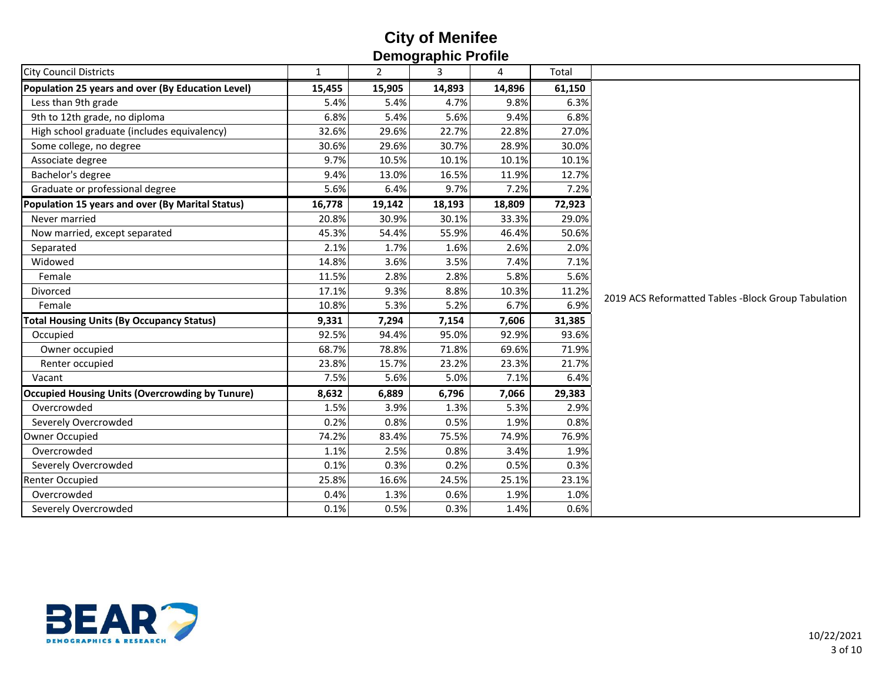# City of Menifee

## Demographic Profile

| City Council Districts | 1 | 2 | 3 | 4 | Total | |
|---|---|---|---|---|---|---|
| **Population 25 years and over (By Education Level)** | **15,455** | **15,905** | **14,893** | **14,896** | **61,150** | 2019 ACS Reformatted Tables -Block Group Tabulation |
| Less than 9th grade | 5.4% | 5.4% | 4.7% | 9.8% | 6.3% | |
| 9th to 12th grade, no diploma | 6.8% | 5.4% | 5.6% | 9.4% | 6.8% | |
| High school graduate (includes equivalency) | 32.6% | 29.6% | 22.7% | 22.8% | 27.0% | |
| Some college, no degree | 30.6% | 29.6% | 30.7% | 28.9% | 30.0% | |
| Associate degree | 9.7% | 10.5% | 10.1% | 10.1% | 10.1% | |
| Bachelor's degree | 9.4% | 13.0% | 16.5% | 11.9% | 12.7% | |
| Graduate or professional degree | 5.6% | 6.4% | 9.7% | 7.2% | 7.2% | |
| **Population 15 years and over (By Marital Status)** | **16,778** | **19,142** | **18,193** | **18,809** | **72,923** | |
| Never married | 20.8% | 30.9% | 30.1% | 33.3% | 29.0% | |
| Now married, except separated | 45.3% | 54.4% | 55.9% | 46.4% | 50.6% | |
| Separated | 2.1% | 1.7% | 1.6% | 2.6% | 2.0% | |
| Widowed | 14.8% | 3.6% | 3.5% | 7.4% | 7.1% | |
| Female | 11.5% | 2.8% | 2.8% | 5.8% | 5.6% | |
| Divorced | 17.1% | 9.3% | 8.8% | 10.3% | 11.2% | |
| Female | 10.8% | 5.3% | 5.2% | 6.7% | 6.9% | |
| **Total Housing Units (By Occupancy Status)** | **9,331** | **7,294** | **7,154** | **7,606** | **31,385** | |
| Occupied | 92.5% | 94.4% | 95.0% | 92.9% | 93.6% | |
| Owner occupied | 68.7% | 78.8% | 71.8% | 69.6% | 71.9% | |
| Renter occupied | 23.8% | 15.7% | 23.2% | 23.3% | 21.7% | |
| Vacant | 7.5% | 5.6% | 5.0% | 7.1% | 6.4% | |
| **Occupied Housing Units (Overcrowding by Tunure)** | **8,632** | **6,889** | **6,796** | **7,066** | **29,383** | |
| Overcrowded | 1.5% | 3.9% | 1.3% | 5.3% | 2.9% | |
| Severely Overcrowded | 0.2% | 0.8% | 0.5% | 1.9% | 0.8% | |
| Owner Occupied | 74.2% | 83.4% | 75.5% | 74.9% | 76.9% | |
| Overcrowded | 1.1% | 2.5% | 0.8% | 3.4% | 1.9% | |
| Severely Overcrowded | 0.1% | 0.3% | 0.2% | 0.5% | 0.3% | |
| Renter Occupied | 25.8% | 16.6% | 24.5% | 25.1% | 23.1% | |
| Overcrowded | 0.4% | 1.3% | 0.6% | 1.9% | 1.0% | |
| Severely Overcrowded | 0.1% | 0.5% | 0.3% | 1.4% | 0.6% | |

BEAR DEMOGRAPHICS & RESEARCH

10/22/2021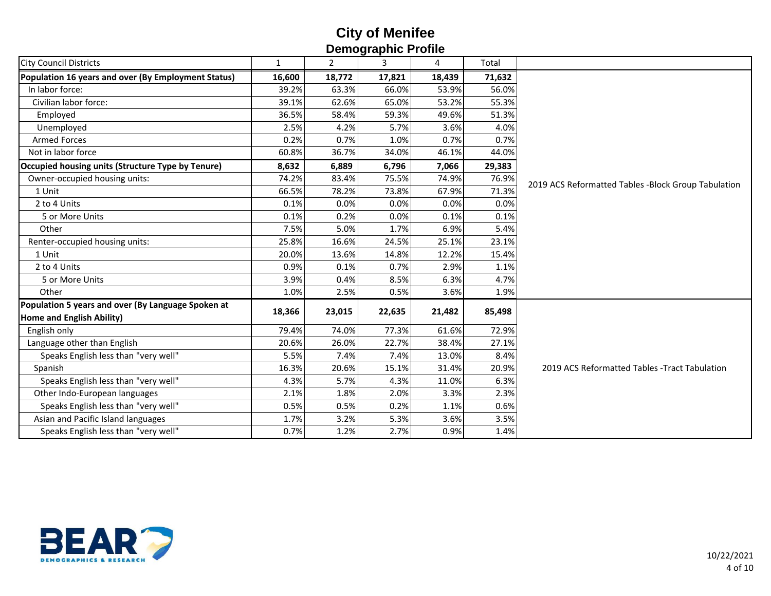# City of Menifee

## Demographic Profile

| City Council Districts | 1 | 2 | 3 | 4 | Total | |
|---|---|---|---|---|---|---|
| **Population 16 years and over (By Employment Status)** | **16,600** | **18,772** | **17,821** | **18,439** | **71,632** | 2019 ACS Reformatted Tables -Block Group Tabulation |
| In labor force: | 39.2% | 63.3% | 66.0% | 53.9% | 56.0% | |
| Civilian labor force: | 39.1% | 62.6% | 65.0% | 53.2% | 55.3% | |
| Employed | 36.5% | 58.4% | 59.3% | 49.6% | 51.3% | |
| Unemployed | 2.5% | 4.2% | 5.7% | 3.6% | 4.0% | |
| Armed Forces | 0.2% | 0.7% | 1.0% | 0.7% | 0.7% | |
| Not in labor force | 60.8% | 36.7% | 34.0% | 46.1% | 44.0% | |
| **Occupied housing units (Structure Type by Tenure)** | **8,632** | **6,889** | **6,796** | **7,066** | **29,383** | |
| Owner-occupied housing units: | 74.2% | 83.4% | 75.5% | 74.9% | 76.9% | |
| 1 Unit | 66.5% | 78.2% | 73.8% | 67.9% | 71.3% | |
| 2 to 4 Units | 0.1% | 0.0% | 0.0% | 0.0% | 0.0% | |
| 5 or More Units | 0.1% | 0.2% | 0.0% | 0.1% | 0.1% | |
| Other | 7.5% | 5.0% | 1.7% | 6.9% | 5.4% | |
| Renter-occupied housing units: | 25.8% | 16.6% | 24.5% | 25.1% | 23.1% | |
| 1 Unit | 20.0% | 13.6% | 14.8% | 12.2% | 15.4% | |
| 2 to 4 Units | 0.9% | 0.1% | 0.7% | 2.9% | 1.1% | |
| 5 or More Units | 3.9% | 0.4% | 8.5% | 6.3% | 4.7% | |
| Other | 1.0% | 2.5% | 0.5% | 3.6% | 1.9% | |
| **Population 5 years and over (By Language Spoken at Home and English Ability)** | **18,366** | **23,015** | **22,635** | **21,482** | **85,498** | 2019 ACS Reformatted Tables -Tract Tabulation |
| English only | 79.4% | 74.0% | 77.3% | 61.6% | 72.9% | |
| Language other than English | 20.6% | 26.0% | 22.7% | 38.4% | 27.1% | |
| Speaks English less than "very well" | 5.5% | 7.4% | 7.4% | 13.0% | 8.4% | |
| Spanish | 16.3% | 20.6% | 15.1% | 31.4% | 20.9% | |
| Speaks English less than "very well" | 4.3% | 5.7% | 4.3% | 11.0% | 6.3% | |
| Other Indo-European languages | 2.1% | 1.8% | 2.0% | 3.3% | 2.3% | |
| Speaks English less than "very well" | 0.5% | 0.5% | 0.2% | 1.1% | 0.6% | |
| Asian and Pacific Island languages | 1.7% | 3.2% | 5.3% | 3.6% | 3.5% | |
| Speaks English less than "very well" | 0.7% | 1.2% | 2.7% | 0.9% | 1.4% | |

BEAR DEMOGRAPHICS & RESEARCH

10/22/2021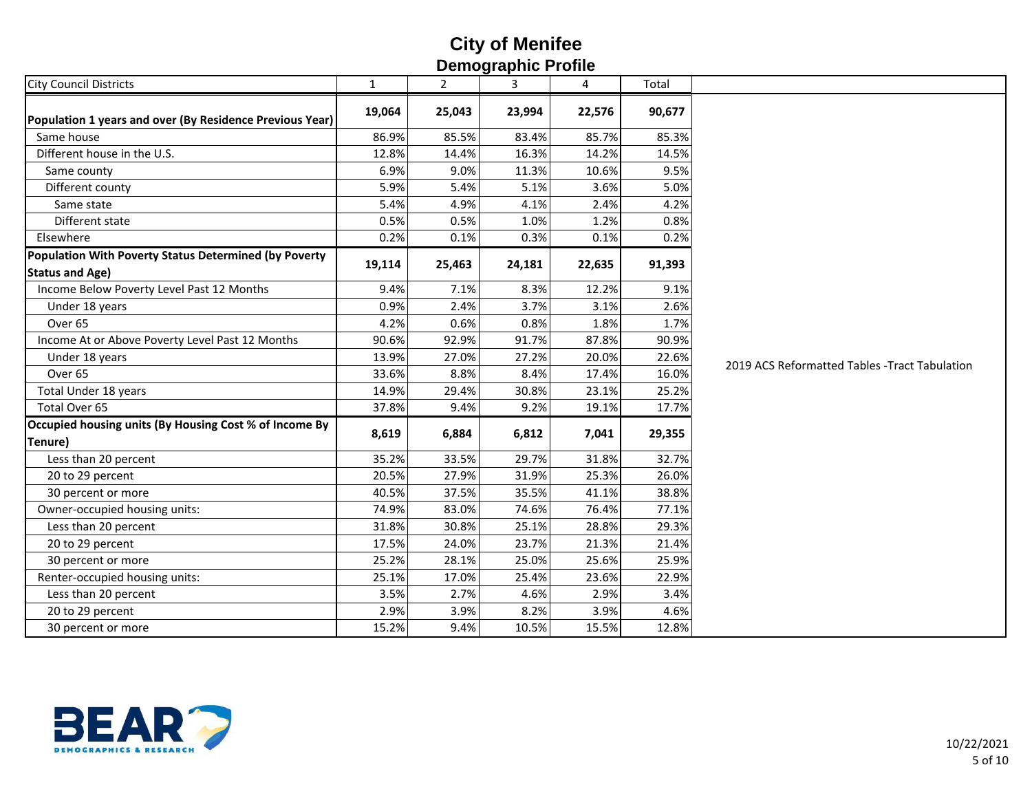# City of Menifee

## Demographic Profile

| City Council Districts | 1 | 2 | 3 | 4 | Total | |
|---|---|---|---|---|---|---|
| **Population 1 years and over (By Residence Previous Year)** | **19,064** | **25,043** | **23,994** | **22,576** | **90,677** | |
| Same house | 86.9% | 85.5% | 83.4% | 85.7% | 85.3% | |
| Different house in the U.S. | 12.8% | 14.4% | 16.3% | 14.2% | 14.5% | |
| Same county | 6.9% | 9.0% | 11.3% | 10.6% | 9.5% | |
| Different county | 5.9% | 5.4% | 5.1% | 3.6% | 5.0% | |
| Same state | 5.4% | 4.9% | 4.1% | 2.4% | 4.2% | |
| Different state | 0.5% | 0.5% | 1.0% | 1.2% | 0.8% | |
| Elsewhere | 0.2% | 0.1% | 0.3% | 0.1% | 0.2% | |
| **Population With Poverty Status Determined (by Poverty Status and Age)** | **19,114** | **25,463** | **24,181** | **22,635** | **91,393** | |
| Income Below Poverty Level Past 12 Months | 9.4% | 7.1% | 8.3% | 12.2% | 9.1% | |
| Under 18 years | 0.9% | 2.4% | 3.7% | 3.1% | 2.6% | |
| Over 65 | 4.2% | 0.6% | 0.8% | 1.8% | 1.7% | |
| Income At or Above Poverty Level Past 12 Months | 90.6% | 92.9% | 91.7% | 87.8% | 90.9% | |
| Under 18 years | 13.9% | 27.0% | 27.2% | 20.0% | 22.6% | 2019 ACS Reformatted Tables -Tract Tabulation |
| Over 65 | 33.6% | 8.8% | 8.4% | 17.4% | 16.0% | |
| Total Under 18 years | 14.9% | 29.4% | 30.8% | 23.1% | 25.2% | |
| Total Over 65 | 37.8% | 9.4% | 9.2% | 19.1% | 17.7% | |
| **Occupied housing units (By Housing Cost % of Income By Tenure)** | **8,619** | **6,884** | **6,812** | **7,041** | **29,355** | |
| Less than 20 percent | 35.2% | 33.5% | 29.7% | 31.8% | 32.7% | |
| 20 to 29 percent | 20.5% | 27.9% | 31.9% | 25.3% | 26.0% | |
| 30 percent or more | 40.5% | 37.5% | 35.5% | 41.1% | 38.8% | |
| Owner-occupied housing units: | 74.9% | 83.0% | 74.6% | 76.4% | 77.1% | |
| Less than 20 percent | 31.8% | 30.8% | 25.1% | 28.8% | 29.3% | |
| 20 to 29 percent | 17.5% | 24.0% | 23.7% | 21.3% | 21.4% | |
| 30 percent or more | 25.2% | 28.1% | 25.0% | 25.6% | 25.9% | |
| Renter-occupied housing units: | 25.1% | 17.0% | 25.4% | 23.6% | 22.9% | |
| Less than 20 percent | 3.5% | 2.7% | 4.6% | 2.9% | 3.4% | |
| 20 to 29 percent | 2.9% | 3.9% | 8.2% | 3.9% | 4.6% | |
| 30 percent or more | 15.2% | 9.4% | 10.5% | 15.5% | 12.8% | |

BEAR DEMOGRAPHICS & RESEARCH

10/22/2021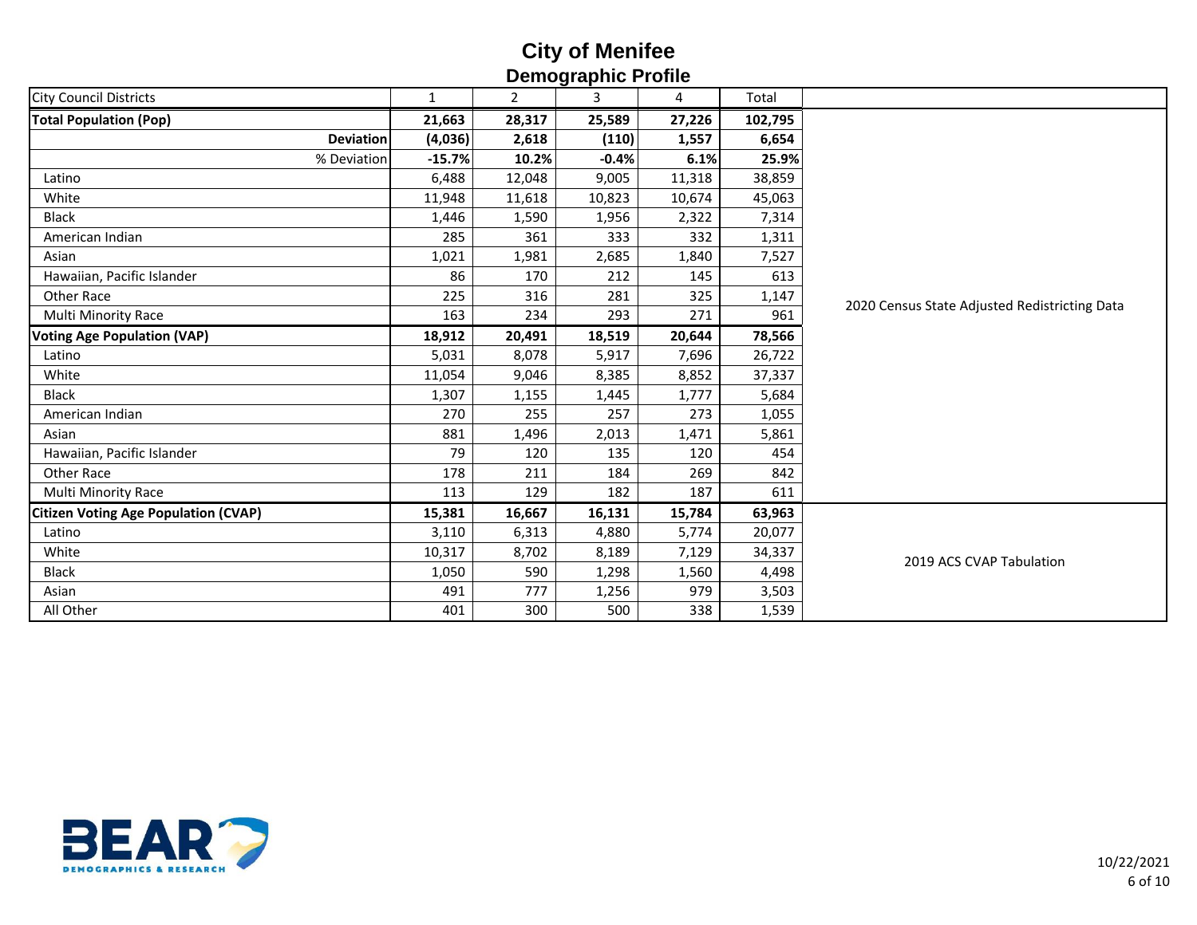# City of Menifee

## Demographic Profile

| City Council Districts | 1 | 2 | 3 | 4 | Total | |
|---|---|---|---|---|---|---|
| **Total Population (Pop)** | **21,663** | **28,317** | **25,589** | **27,226** | **102,795** | 2020 Census State Adjusted Redistricting Data |
| **Deviation** | **(4,036)** | **2,618** | **(110)** | **1,557** | **6,654** | |
| % Deviation | **-15.7%** | **10.2%** | **-0.4%** | **6.1%** | **25.9%** | |
| Latino | 6,488 | 12,048 | 9,005 | 11,318 | 38,859 | |
| White | 11,948 | 11,618 | 10,823 | 10,674 | 45,063 | |
| Black | 1,446 | 1,590 | 1,956 | 2,322 | 7,314 | |
| American Indian | 285 | 361 | 333 | 332 | 1,311 | |
| Asian | 1,021 | 1,981 | 2,685 | 1,840 | 7,527 | |
| Hawaiian, Pacific Islander | 86 | 170 | 212 | 145 | 613 | |
| Other Race | 225 | 316 | 281 | 325 | 1,147 | |
| Multi Minority Race | 163 | 234 | 293 | 271 | 961 | |
| **Voting Age Population (VAP)** | **18,912** | **20,491** | **18,519** | **20,644** | **78,566** | |
| Latino | 5,031 | 8,078 | 5,917 | 7,696 | 26,722 | |
| White | 11,054 | 9,046 | 8,385 | 8,852 | 37,337 | |
| Black | 1,307 | 1,155 | 1,445 | 1,777 | 5,684 | |
| American Indian | 270 | 255 | 257 | 273 | 1,055 | |
| Asian | 881 | 1,496 | 2,013 | 1,471 | 5,861 | |
| Hawaiian, Pacific Islander | 79 | 120 | 135 | 120 | 454 | |
| Other Race | 178 | 211 | 184 | 269 | 842 | |
| Multi Minority Race | 113 | 129 | 182 | 187 | 611 | |
| **Citizen Voting Age Population (CVAP)** | **15,381** | **16,667** | **16,131** | **15,784** | **63,963** | 2019 ACS CVAP Tabulation |
| Latino | 3,110 | 6,313 | 4,880 | 5,774 | 20,077 | |
| White | 10,317 | 8,702 | 8,189 | 7,129 | 34,337 | |
| Black | 1,050 | 590 | 1,298 | 1,560 | 4,498 | |
| Asian | 491 | 777 | 1,256 | 979 | 3,503 | |
| All Other | 401 | 300 | 500 | 338 | 1,539 | |

BEAR DEMOGRAPHICS & RESEARCH

10/22/2021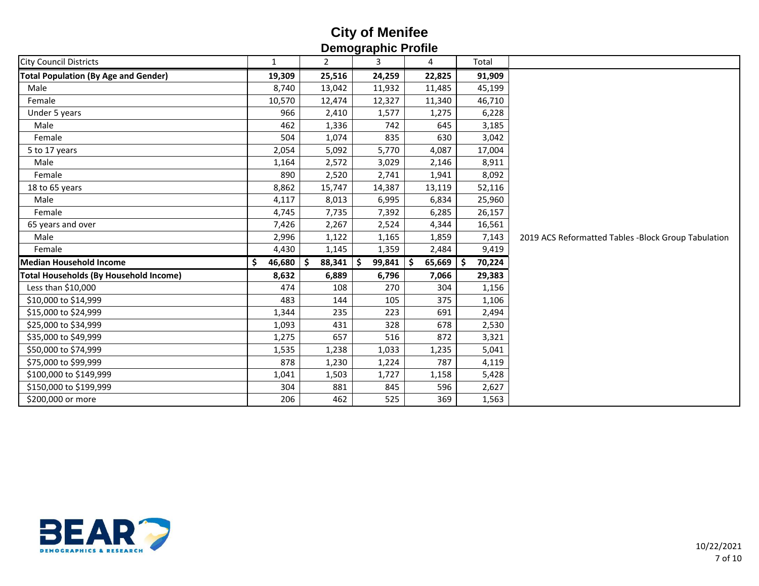# City of Menifee

## Demographic Profile

| City Council Districts | 1 | 2 | 3 | 4 | Total | |
|---|---|---|---|---|---|---|
| **Total Population (By Age and Gender)** | **19,309** | **25,516** | **24,259** | **22,825** | **91,909** | |
| Male | 8,740 | 13,042 | 11,932 | 11,485 | 45,199 | |
| Female | 10,570 | 12,474 | 12,327 | 11,340 | 46,710 | |
| Under 5 years | 966 | 2,410 | 1,577 | 1,275 | 6,228 | |
| Male | 462 | 1,336 | 742 | 645 | 3,185 | |
| Female | 504 | 1,074 | 835 | 630 | 3,042 | |
| 5 to 17 years | 2,054 | 5,092 | 5,770 | 4,087 | 17,004 | |
| Male | 1,164 | 2,572 | 3,029 | 2,146 | 8,911 | |
| Female | 890 | 2,520 | 2,741 | 1,941 | 8,092 | |
| 18 to 65 years | 8,862 | 15,747 | 14,387 | 13,119 | 52,116 | |
| Male | 4,117 | 8,013 | 6,995 | 6,834 | 25,960 | |
| Female | 4,745 | 7,735 | 7,392 | 6,285 | 26,157 | |
| 65 years and over | 7,426 | 2,267 | 2,524 | 4,344 | 16,561 | |
| Male | 2,996 | 1,122 | 1,165 | 1,859 | 7,143 | 2019 ACS Reformatted Tables -Block Group Tabulation |
| Female | 4,430 | 1,145 | 1,359 | 2,484 | 9,419 | |
| **Median Household Income** | **$ 46,680** | **$ 88,341** | **$ 99,841** | **$ 65,669** | **$ 70,224** | |
| **Total Households (By Household Income)** | **8,632** | **6,889** | **6,796** | **7,066** | **29,383** | |
| Less than $10,000 | 474 | 108 | 270 | 304 | 1,156 | |
| $10,000 to $14,999 | 483 | 144 | 105 | 375 | 1,106 | |
| $15,000 to $24,999 | 1,344 | 235 | 223 | 691 | 2,494 | |
| $25,000 to $34,999 | 1,093 | 431 | 328 | 678 | 2,530 | |
| $35,000 to $49,999 | 1,275 | 657 | 516 | 872 | 3,321 | |
| $50,000 to $74,999 | 1,535 | 1,238 | 1,033 | 1,235 | 5,041 | |
| $75,000 to $99,999 | 878 | 1,230 | 1,224 | 787 | 4,119 | |
| $100,000 to $149,999 | 1,041 | 1,503 | 1,727 | 1,158 | 5,428 | |
| $150,000 to $199,999 | 304 | 881 | 845 | 596 | 2,627 | |
| $200,000 or more | 206 | 462 | 525 | 369 | 1,563 | |

BEAR DEMOGRAPHICS & RESEARCH

10/22/2021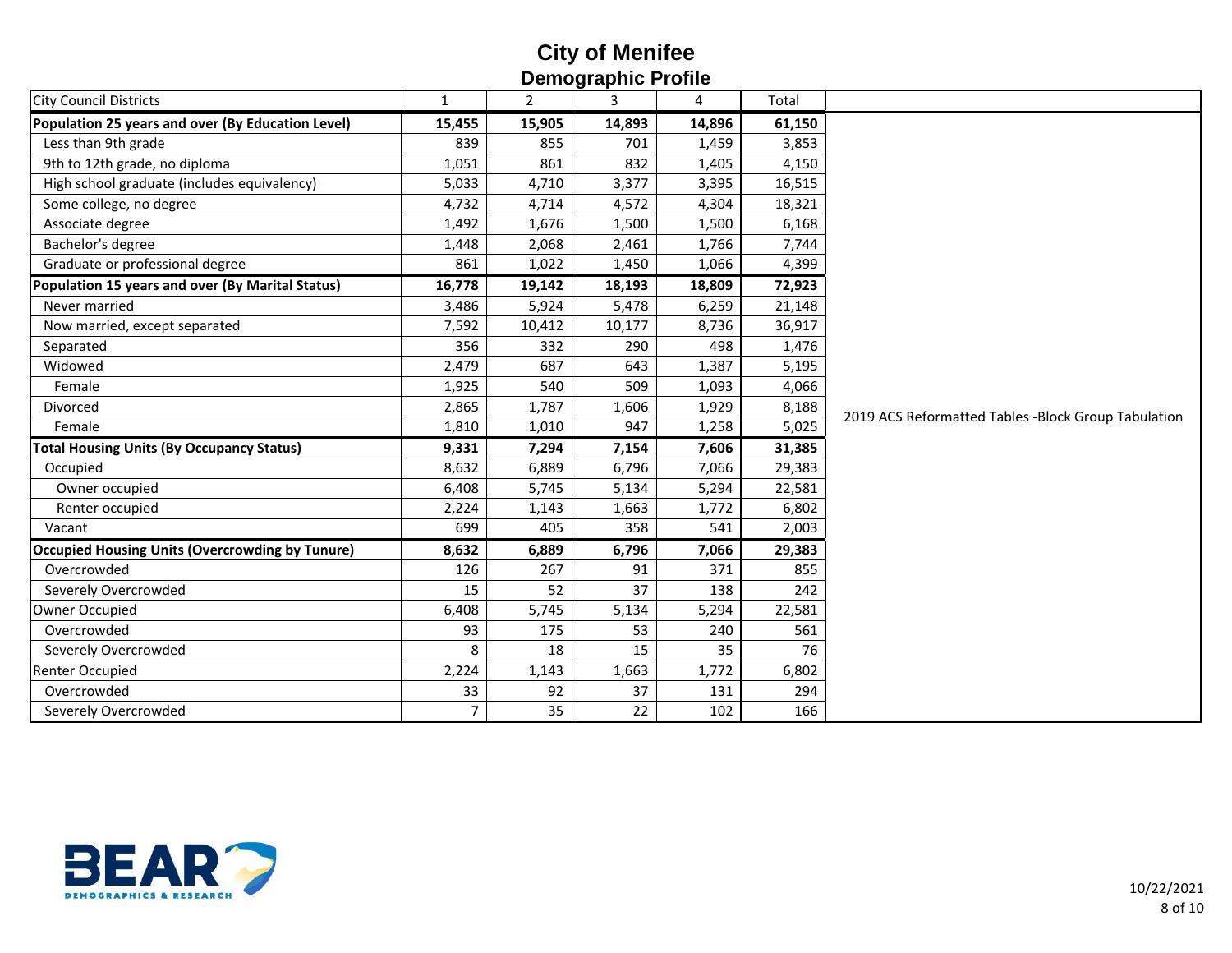# City of Menifee
## Demographic Profile

| City Council Districts | 1 | 2 | 3 | 4 | Total | |
|---|---|---|---|---|---|---|
| **Population 25 years and over (By Education Level)** | **15,455** | **15,905** | **14,893** | **14,896** | **61,150** | |
| Less than 9th grade | 839 | 855 | 701 | 1,459 | 3,853 | |
| 9th to 12th grade, no diploma | 1,051 | 861 | 832 | 1,405 | 4,150 | |
| High school graduate (includes equivalency) | 5,033 | 4,710 | 3,377 | 3,395 | 16,515 | |
| Some college, no degree | 4,732 | 4,714 | 4,572 | 4,304 | 18,321 | |
| Associate degree | 1,492 | 1,676 | 1,500 | 1,500 | 6,168 | |
| Bachelor's degree | 1,448 | 2,068 | 2,461 | 1,766 | 7,744 | |
| Graduate or professional degree | 861 | 1,022 | 1,450 | 1,066 | 4,399 | |
| **Population 15 years and over (By Marital Status)** | **16,778** | **19,142** | **18,193** | **18,809** | **72,923** | |
| Never married | 3,486 | 5,924 | 5,478 | 6,259 | 21,148 | |
| Now married, except separated | 7,592 | 10,412 | 10,177 | 8,736 | 36,917 | |
| Separated | 356 | 332 | 290 | 498 | 1,476 | |
| Widowed | 2,479 | 687 | 643 | 1,387 | 5,195 | |
| Female | 1,925 | 540 | 509 | 1,093 | 4,066 | |
| Divorced | 2,865 | 1,787 | 1,606 | 1,929 | 8,188 | 2019 ACS Reformatted Tables -Block Group Tabulation |
| Female | 1,810 | 1,010 | 947 | 1,258 | 5,025 | |
| **Total Housing Units (By Occupancy Status)** | **9,331** | **7,294** | **7,154** | **7,606** | **31,385** | |
| Occupied | 8,632 | 6,889 | 6,796 | 7,066 | 29,383 | |
| Owner occupied | 6,408 | 5,745 | 5,134 | 5,294 | 22,581 | |
| Renter occupied | 2,224 | 1,143 | 1,663 | 1,772 | 6,802 | |
| Vacant | 699 | 405 | 358 | 541 | 2,003 | |
| **Occupied Housing Units (Overcrowding by Tunure)** | **8,632** | **6,889** | **6,796** | **7,066** | **29,383** | |
| Overcrowded | 126 | 267 | 91 | 371 | 855 | |
| Severely Overcrowded | 15 | 52 | 37 | 138 | 242 | |
| Owner Occupied | 6,408 | 5,745 | 5,134 | 5,294 | 22,581 | |
| Overcrowded | 93 | 175 | 53 | 240 | 561 | |
| Severely Overcrowded | 8 | 18 | 15 | 35 | 76 | |
| Renter Occupied | 2,224 | 1,143 | 1,663 | 1,772 | 6,802 | |
| Overcrowded | 33 | 92 | 37 | 131 | 294 | |
| Severely Overcrowded | 7 | 35 | 22 | 102 | 166 | |

BEAR DEMOGRAPHICS & RESEARCH

10/22/2021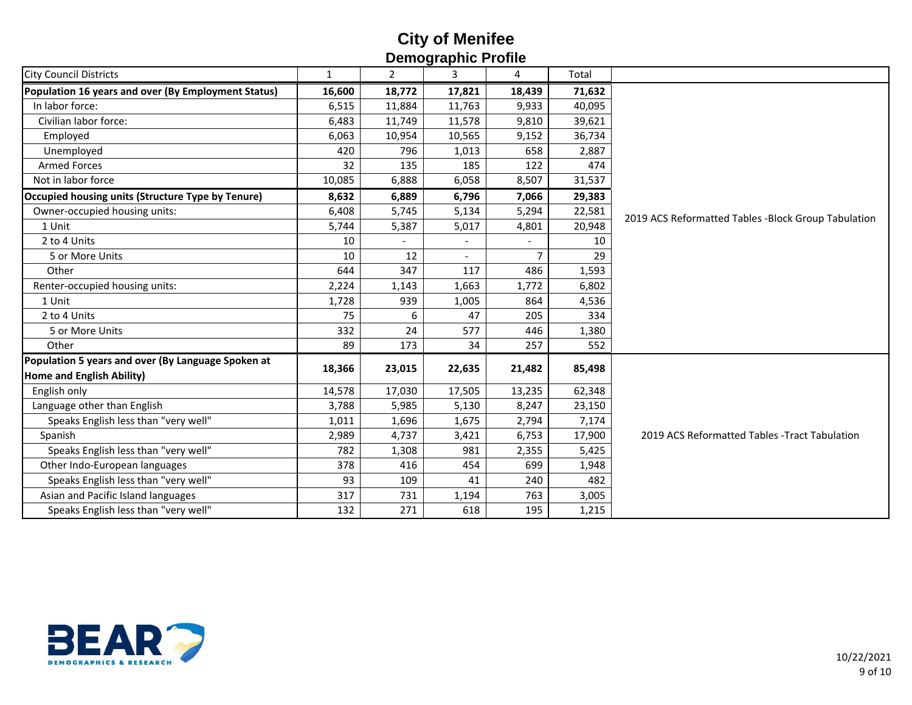# City of Menifee

## Demographic Profile

| City Council Districts | 1 | 2 | 3 | 4 | Total | |
|---|---|---|---|---|---|---|
| **Population 16 years and over (By Employment Status)** | **16,600** | **18,772** | **17,821** | **18,439** | **71,632** | 2019 ACS Reformatted Tables -Block Group Tabulation |
| In labor force: | 6,515 | 11,884 | 11,763 | 9,933 | 40,095 | |
| Civilian labor force: | 6,483 | 11,749 | 11,578 | 9,810 | 39,621 | |
| Employed | 6,063 | 10,954 | 10,565 | 9,152 | 36,734 | |
| Unemployed | 420 | 796 | 1,013 | 658 | 2,887 | |
| Armed Forces | 32 | 135 | 185 | 122 | 474 | |
| Not in labor force | 10,085 | 6,888 | 6,058 | 8,507 | 31,537 | |
| **Occupied housing units (Structure Type by Tenure)** | **8,632** | **6,889** | **6,796** | **7,066** | **29,383** | |
| Owner-occupied housing units: | 6,408 | 5,745 | 5,134 | 5,294 | 22,581 | |
| 1 Unit | 5,744 | 5,387 | 5,017 | 4,801 | 20,948 | |
| 2 to 4 Units | 10 | - | - | - | 10 | |
| 5 or More Units | 10 | 12 | - | 7 | 29 | |
| Other | 644 | 347 | 117 | 486 | 1,593 | |
| Renter-occupied housing units: | 2,224 | 1,143 | 1,663 | 1,772 | 6,802 | |
| 1 Unit | 1,728 | 939 | 1,005 | 864 | 4,536 | |
| 2 to 4 Units | 75 | 6 | 47 | 205 | 334 | |
| 5 or More Units | 332 | 24 | 577 | 446 | 1,380 | |
| Other | 89 | 173 | 34 | 257 | 552 | |
| **Population 5 years and over (By Language Spoken at Home and English Ability)** | **18,366** | **23,015** | **22,635** | **21,482** | **85,498** | 2019 ACS Reformatted Tables -Tract Tabulation |
| English only | 14,578 | 17,030 | 17,505 | 13,235 | 62,348 | |
| Language other than English | 3,788 | 5,985 | 5,130 | 8,247 | 23,150 | |
| Speaks English less than "very well" | 1,011 | 1,696 | 1,675 | 2,794 | 7,174 | |
| Spanish | 2,989 | 4,737 | 3,421 | 6,753 | 17,900 | |
| Speaks English less than "very well" | 782 | 1,308 | 981 | 2,355 | 5,425 | |
| Other Indo-European languages | 378 | 416 | 454 | 699 | 1,948 | |
| Speaks English less than "very well" | 93 | 109 | 41 | 240 | 482 | |
| Asian and Pacific Island languages | 317 | 731 | 1,194 | 763 | 3,005 | |
| Speaks English less than "very well" | 132 | 271 | 618 | 195 | 1,215 | |

BEAR DEMOGRAPHICS & RESEARCH

10/22/2021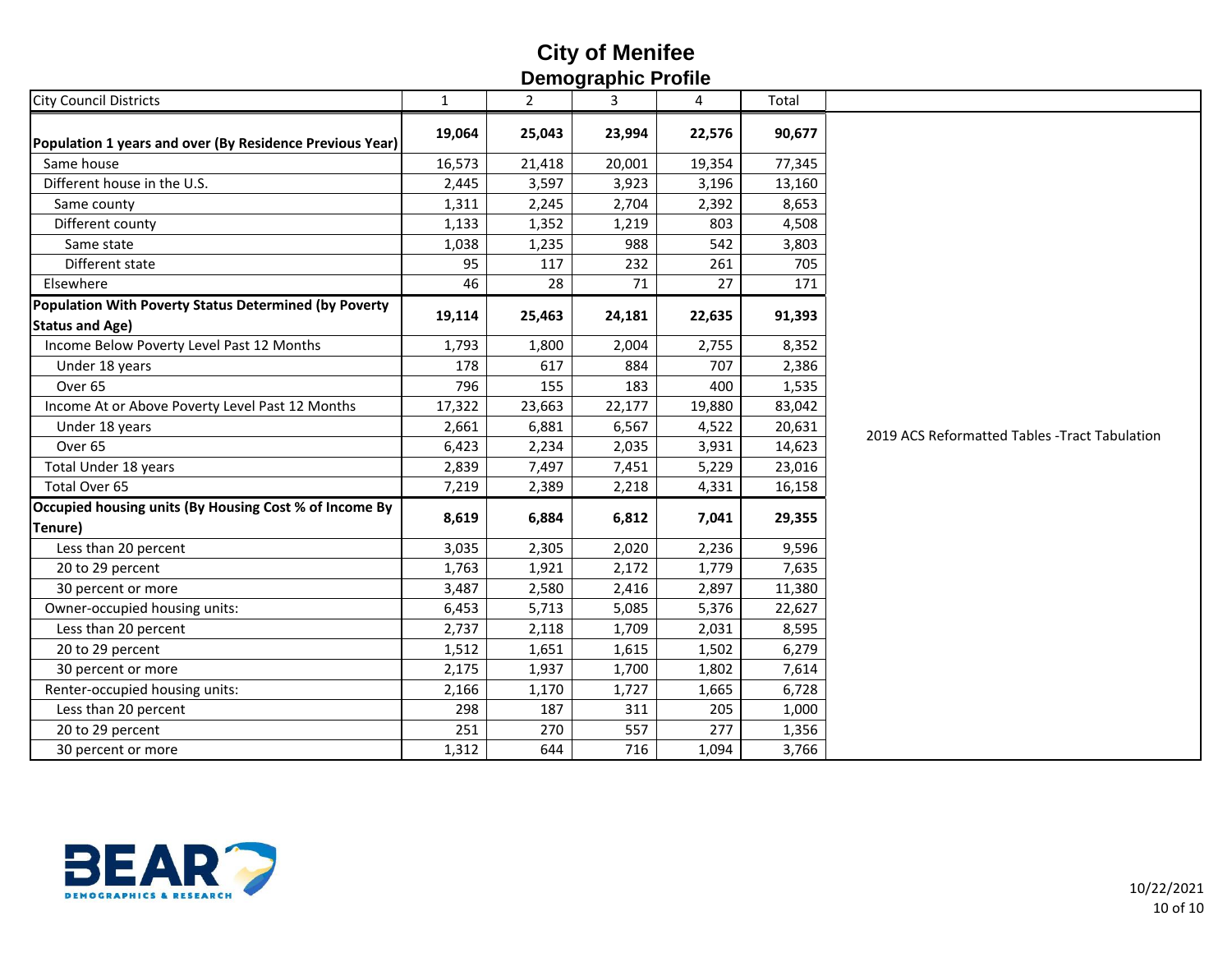# City of Menifee

## Demographic Profile

| City Council Districts | 1 | 2 | 3 | 4 | Total | |
|---|---|---|---|---|---|---|
| **Population 1 years and over (By Residence Previous Year)** | **19,064** | **25,043** | **23,994** | **22,576** | **90,677** | |
| Same house | 16,573 | 21,418 | 20,001 | 19,354 | 77,345 | |
| Different house in the U.S. | 2,445 | 3,597 | 3,923 | 3,196 | 13,160 | |
| Same county | 1,311 | 2,245 | 2,704 | 2,392 | 8,653 | |
| Different county | 1,133 | 1,352 | 1,219 | 803 | 4,508 | |
| Same state | 1,038 | 1,235 | 988 | 542 | 3,803 | |
| Different state | 95 | 117 | 232 | 261 | 705 | |
| Elsewhere | 46 | 28 | 71 | 27 | 171 | |
| **Population With Poverty Status Determined (by Poverty Status and Age)** | **19,114** | **25,463** | **24,181** | **22,635** | **91,393** | |
| Income Below Poverty Level Past 12 Months | 1,793 | 1,800 | 2,004 | 2,755 | 8,352 | |
| Under 18 years | 178 | 617 | 884 | 707 | 2,386 | |
| Over 65 | 796 | 155 | 183 | 400 | 1,535 | |
| Income At or Above Poverty Level Past 12 Months | 17,322 | 23,663 | 22,177 | 19,880 | 83,042 | |
| Under 18 years | 2,661 | 6,881 | 6,567 | 4,522 | 20,631 | 2019 ACS Reformatted Tables -Tract Tabulation |
| Over 65 | 6,423 | 2,234 | 2,035 | 3,931 | 14,623 | |
| Total Under 18 years | 2,839 | 7,497 | 7,451 | 5,229 | 23,016 | |
| Total Over 65 | 7,219 | 2,389 | 2,218 | 4,331 | 16,158 | |
| **Occupied housing units (By Housing Cost % of Income By Tenure)** | **8,619** | **6,884** | **6,812** | **7,041** | **29,355** | |
| Less than 20 percent | 3,035 | 2,305 | 2,020 | 2,236 | 9,596 | |
| 20 to 29 percent | 1,763 | 1,921 | 2,172 | 1,779 | 7,635 | |
| 30 percent or more | 3,487 | 2,580 | 2,416 | 2,897 | 11,380 | |
| Owner-occupied housing units: | 6,453 | 5,713 | 5,085 | 5,376 | 22,627 | |
| Less than 20 percent | 2,737 | 2,118 | 1,709 | 2,031 | 8,595 | |
| 20 to 29 percent | 1,512 | 1,651 | 1,615 | 1,502 | 6,279 | |
| 30 percent or more | 2,175 | 1,937 | 1,700 | 1,802 | 7,614 | |
| Renter-occupied housing units: | 2,166 | 1,170 | 1,727 | 1,665 | 6,728 | |
| Less than 20 percent | 298 | 187 | 311 | 205 | 1,000 | |
| 20 to 29 percent | 251 | 270 | 557 | 277 | 1,356 | |
| 30 percent or more | 1,312 | 644 | 716 | 1,094 | 3,766 | |

BEAR DEMOGRAPHICS & RESEARCH

10/22/2021